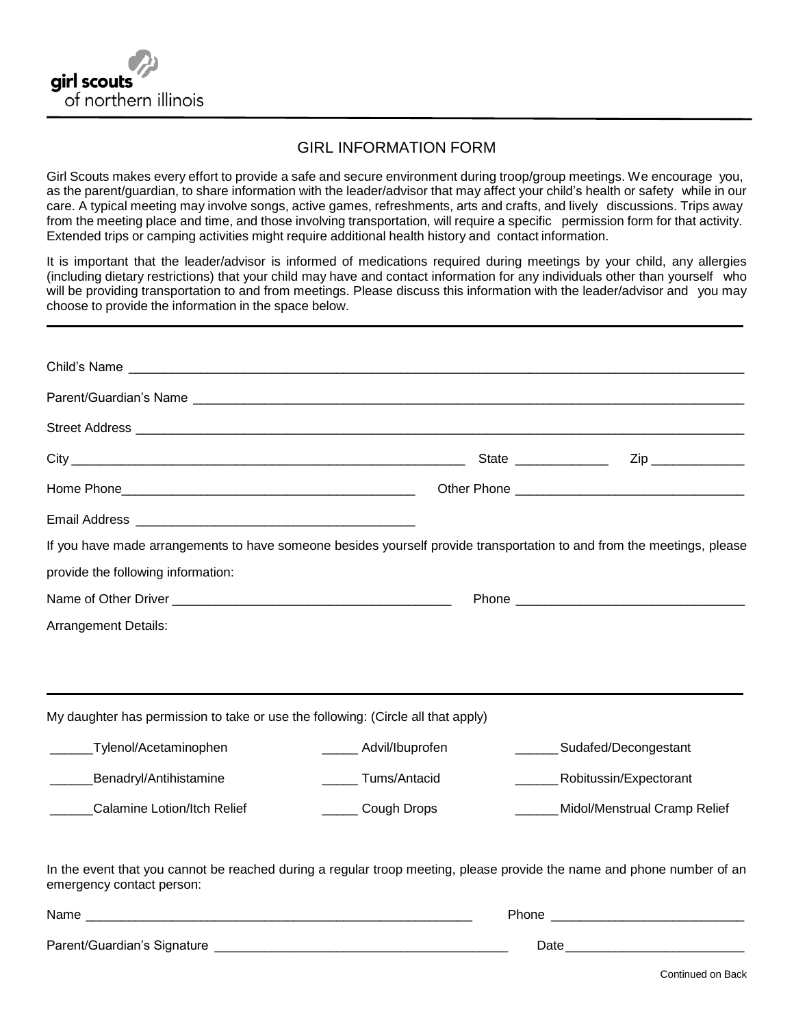girl scouts
of northern illinois

# GIRL INFORMATION FORM

Girl Scouts makes every effort to provide a safe and secure environment during troop/group meetings. We encourage you, as the parent/guardian, to share information with the leader/advisor that may affect your child's health or safety while in our care. A typical meeting may involve songs, active games, refreshments, arts and crafts, and lively discussions. Trips away from the meeting place and time, and those involving transportation, will require a specific permission form for that activity. Extended trips or camping activities might require additional health history and contact information.

It is important that the leader/advisor is informed of medications required during meetings by your child, any allergies (including dietary restrictions) that your child may have and contact information for any individuals other than yourself who will be providing transportation to and from meetings. Please discuss this information with the leader/advisor and you may choose to provide the information in the space below.

---

Child's Name ______________________________________________________________________

Parent/Guardian's Name ______________________________________________________________

Street Address ______________________________________________________________________

City _______________________________________________ State ____________ Zip ____________

Home Phone________________________________ Other Phone ___________________________

Email Address ______________________________

If you have made arrangements to have someone besides yourself provide transportation to and from the meetings, please provide the following information:

Name of Other Driver ______________________________ Phone ___________________________

Arrangement Details:

---

My daughter has permission to take or use the following: (Circle all that apply)

| | | |
|---|---|---|
| ______Tylenol/Acetaminophen | _____ Advil/Ibuprofen | ______Sudafed/Decongestant |
| ______Benadryl/Antihistamine | _____ Tums/Antacid | ______Robitussin/Expectorant |
| ______Calamine Lotion/Itch Relief | _____ Cough Drops | ______Midol/Menstrual Cramp Relief |

In the event that you cannot be reached during a regular troop meeting, please provide the name and phone number of an emergency contact person:

Name ______________________________________________ Phone ___________________________

Parent/Guardian's Signature ________________________________ Date_________________________

Continued on Back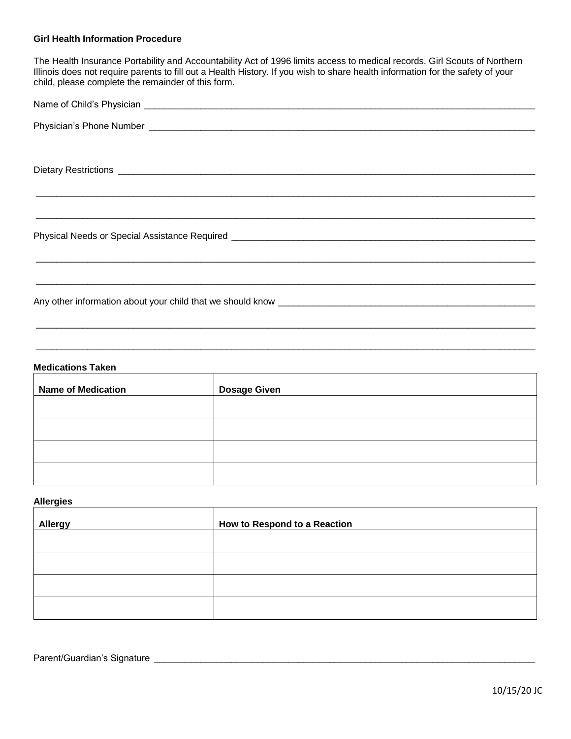**Girl Health Information Procedure**

The Health Insurance Portability and Accountability Act of 1996 limits access to medical records. Girl Scouts of Northern Illinois does not require parents to fill out a Health History. If you wish to share health information for the safety of your child, please complete the remainder of this form.

Name of Child's Physician ______________________________________________________________________________

Physician's Phone Number ______________________________________________________________________________

Dietary Restrictions ___________________________________________________________________________________

_________________________________________________________________________________________________

_________________________________________________________________________________________________

Physical Needs or Special Assistance Required _____________________________________________________________

_________________________________________________________________________________________________

_________________________________________________________________________________________________

Any other information about your child that we should know ___________________________________________________

_________________________________________________________________________________________________

_________________________________________________________________________________________________

**Medications Taken**

| Name of Medication | Dosage Given |
|---|---|
| | |
| | |
| | |
| | |

**Allergies**

| Allergy | How to Respond to a Reaction |
|---|---|
| | |
| | |
| | |
| | |

Parent/Guardian's Signature ____________________________________________________________________________

10/15/20 JC